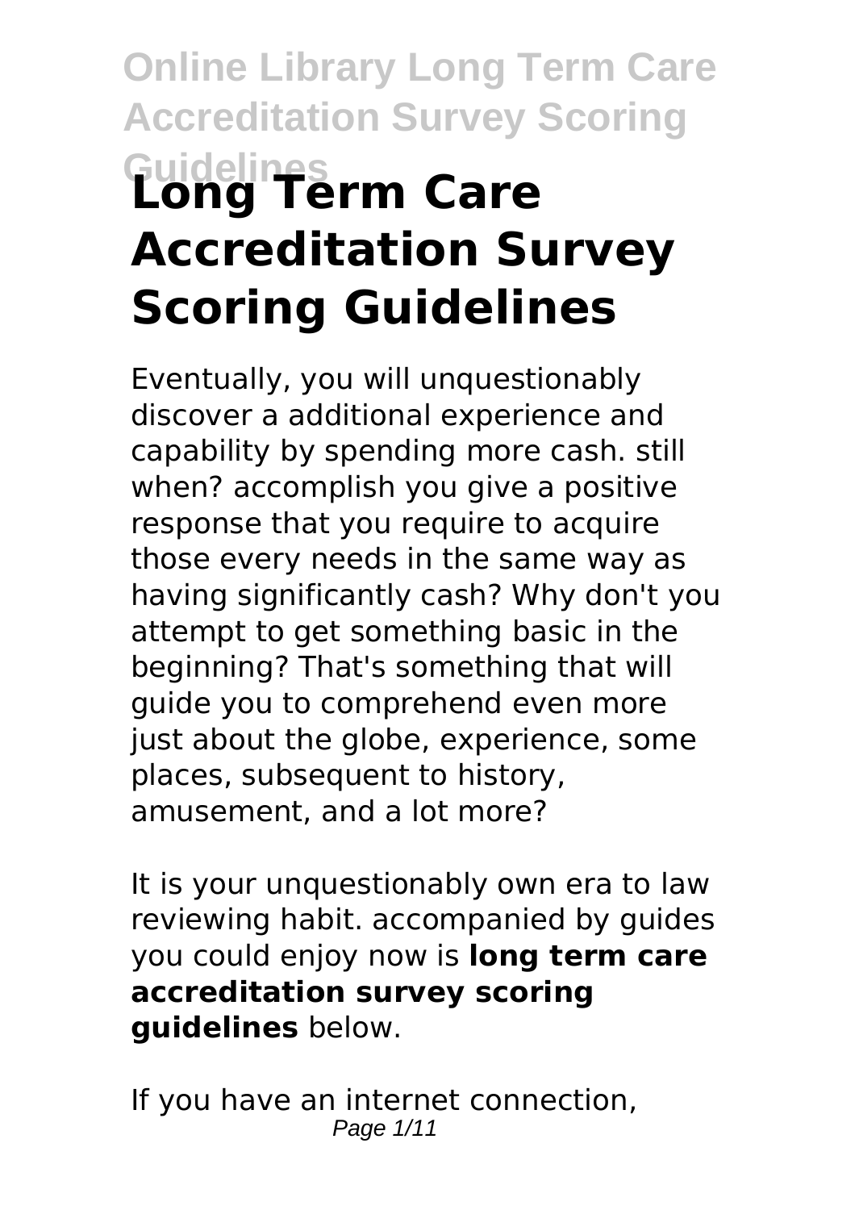# Long Term Care Accreditation Survey Scoring Guidelines

Eventually, you will unquestionably discover a additional experience and capability by spending more cash. still when? accomplish you give a positive response that you require to acquire those every needs in the same way as having significantly cash? Why don't you attempt to get something basic in the beginning? That's something that will guide you to comprehend even more just about the globe, experience, some places, subsequent to history, amusement, and a lot more?

It is your unquestionably own era to law reviewing habit. accompanied by guides you could enjoy now is **long term care accreditation survey scoring guidelines** below.

If you have an internet connection,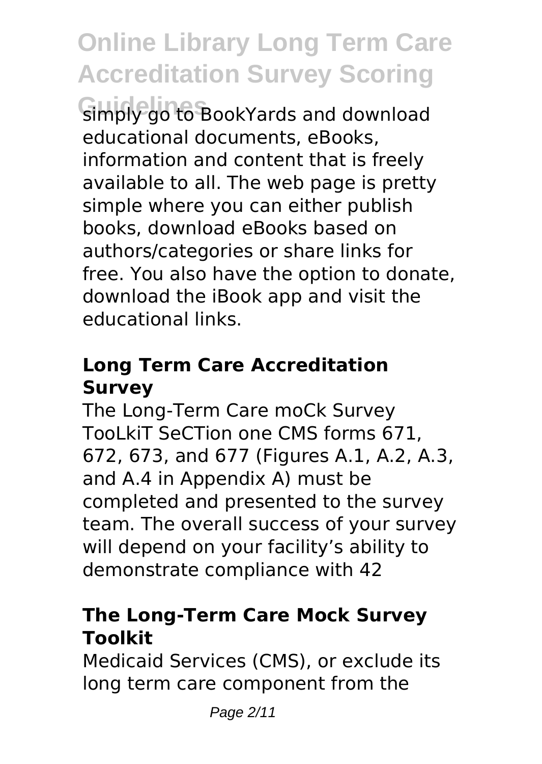simply go to BookYards and download educational documents, eBooks, information and content that is freely available to all. The web page is pretty simple where you can either publish books, download eBooks based on authors/categories or share links for free. You also have the option to donate, download the iBook app and visit the educational links.

### Long Term Care Accreditation Survey

The Long-Term Care moCk Survey TooLkiT SeCTion one CMS forms 671, 672, 673, and 677 (Figures A.1, A.2, A.3, and A.4 in Appendix A) must be completed and presented to the survey team. The overall success of your survey will depend on your facility's ability to demonstrate compliance with 42

### The Long-Term Care Mock Survey Toolkit

Medicaid Services (CMS), or exclude its long term care component from the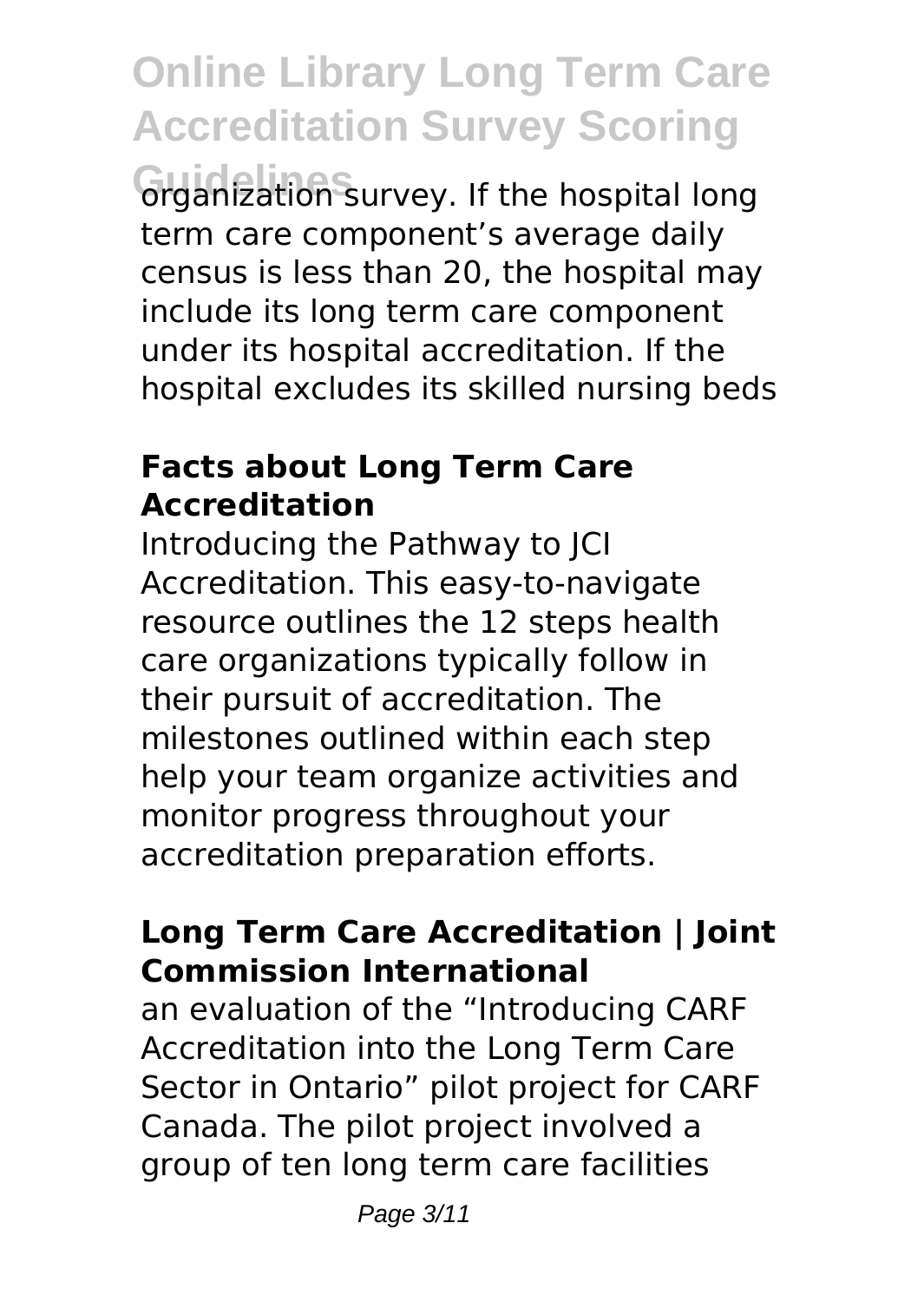organization survey. If the hospital long term care component's average daily census is less than 20, the hospital may include its long term care component under its hospital accreditation. If the hospital excludes its skilled nursing beds

### Facts about Long Term Care Accreditation

Introducing the Pathway to JCI Accreditation. This easy-to-navigate resource outlines the 12 steps health care organizations typically follow in their pursuit of accreditation. The milestones outlined within each step help your team organize activities and monitor progress throughout your accreditation preparation efforts.

### Long Term Care Accreditation | Joint Commission International

an evaluation of the "Introducing CARF Accreditation into the Long Term Care Sector in Ontario" pilot project for CARF Canada. The pilot project involved a group of ten long term care facilities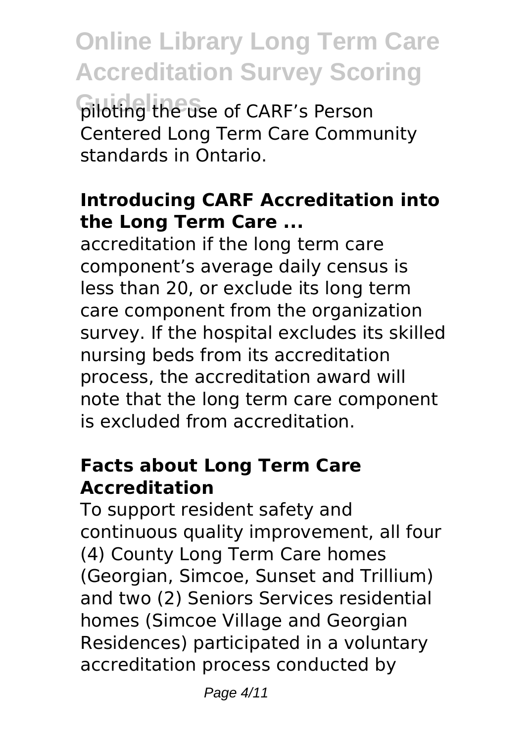piloting the use of CARF's Person Centered Long Term Care Community standards in Ontario.

### Introducing CARF Accreditation into the Long Term Care ...

accreditation if the long term care component's average daily census is less than 20, or exclude its long term care component from the organization survey. If the hospital excludes its skilled nursing beds from its accreditation process, the accreditation award will note that the long term care component is excluded from accreditation.

### Facts about Long Term Care Accreditation

To support resident safety and continuous quality improvement, all four (4) County Long Term Care homes (Georgian, Simcoe, Sunset and Trillium) and two (2) Seniors Services residential homes (Simcoe Village and Georgian Residences) participated in a voluntary accreditation process conducted by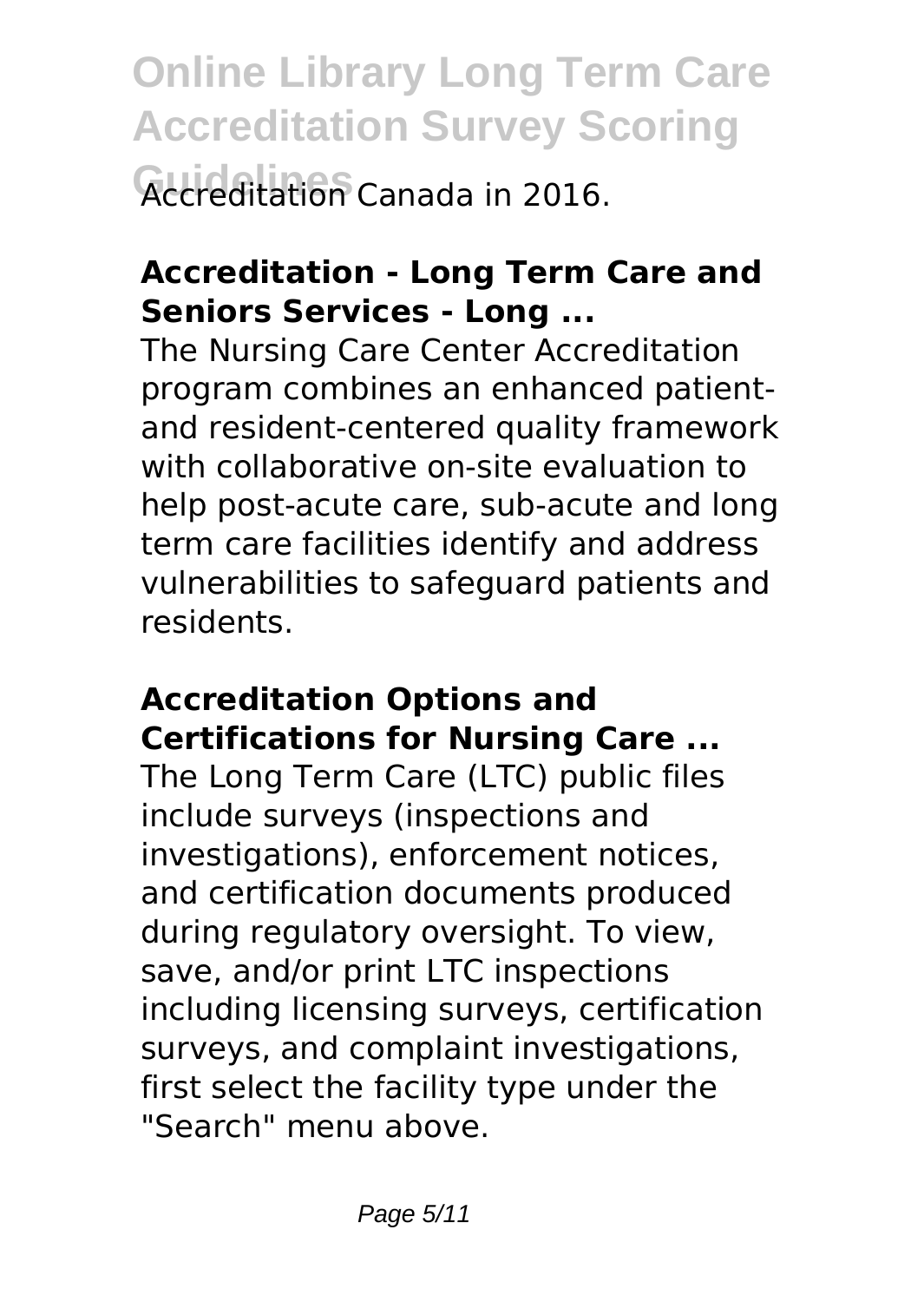Accreditation Canada in 2016.

**Accreditation - Long Term Care and Seniors Services - Long ...**

The Nursing Care Center Accreditation program combines an enhanced patient- and resident-centered quality framework with collaborative on-site evaluation to help post-acute care, sub-acute and long term care facilities identify and address vulnerabilities to safeguard patients and residents.

**Accreditation Options and Certifications for Nursing Care ...**

The Long Term Care (LTC) public files include surveys (inspections and investigations), enforcement notices, and certification documents produced during regulatory oversight. To view, save, and/or print LTC inspections including licensing surveys, certification surveys, and complaint investigations, first select the facility type under the "Search" menu above.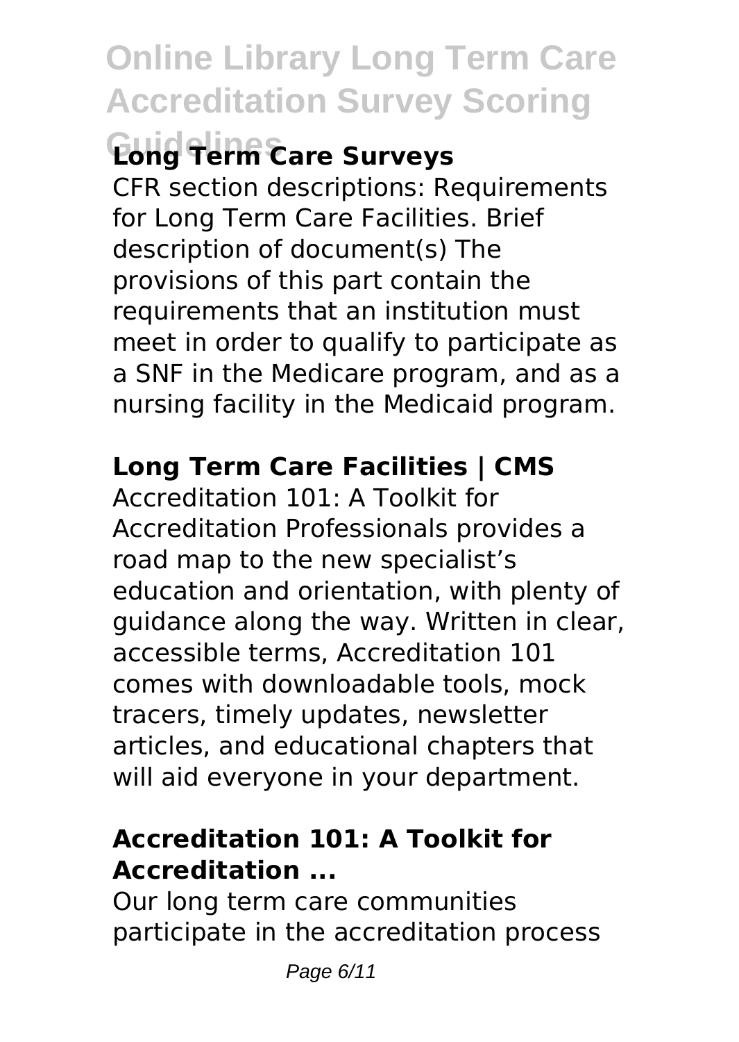### Long Term Care Surveys

CFR section descriptions: Requirements for Long Term Care Facilities. Brief description of document(s) The provisions of this part contain the requirements that an institution must meet in order to qualify to participate as a SNF in the Medicare program, and as a nursing facility in the Medicaid program.

### Long Term Care Facilities | CMS

Accreditation 101: A Toolkit for Accreditation Professionals provides a road map to the new specialist's education and orientation, with plenty of guidance along the way. Written in clear, accessible terms, Accreditation 101 comes with downloadable tools, mock tracers, timely updates, newsletter articles, and educational chapters that will aid everyone in your department.

### Accreditation 101: A Toolkit for Accreditation ...

Our long term care communities participate in the accreditation process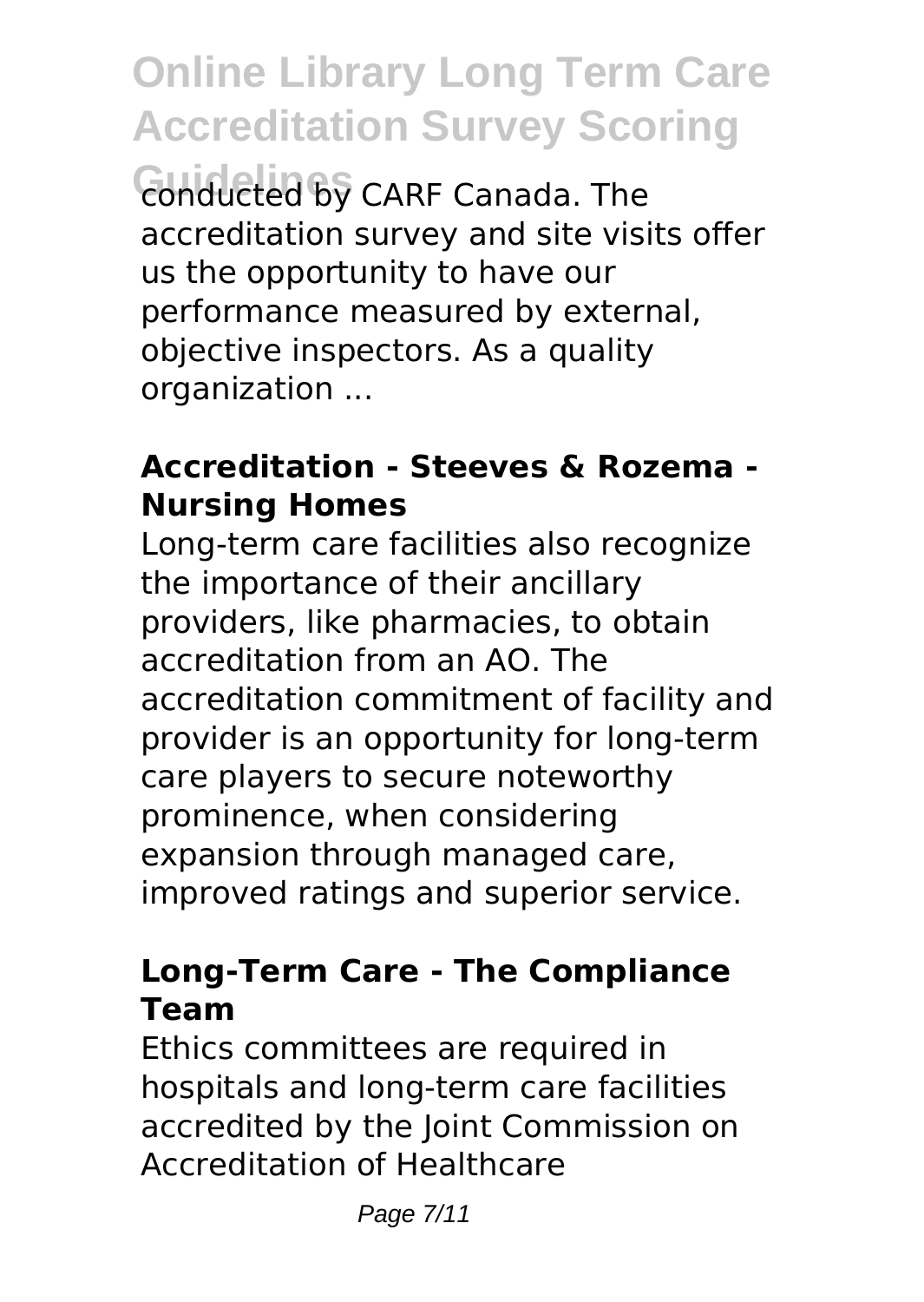conducted by CARF Canada. The accreditation survey and site visits offer us the opportunity to have our performance measured by external, objective inspectors. As a quality organization ...

**Accreditation - Steeves & Rozema - Nursing Homes**

Long-term care facilities also recognize the importance of their ancillary providers, like pharmacies, to obtain accreditation from an AO. The accreditation commitment of facility and provider is an opportunity for long-term care players to secure noteworthy prominence, when considering expansion through managed care, improved ratings and superior service.

**Long-Term Care - The Compliance Team**

Ethics committees are required in hospitals and long-term care facilities accredited by the Joint Commission on Accreditation of Healthcare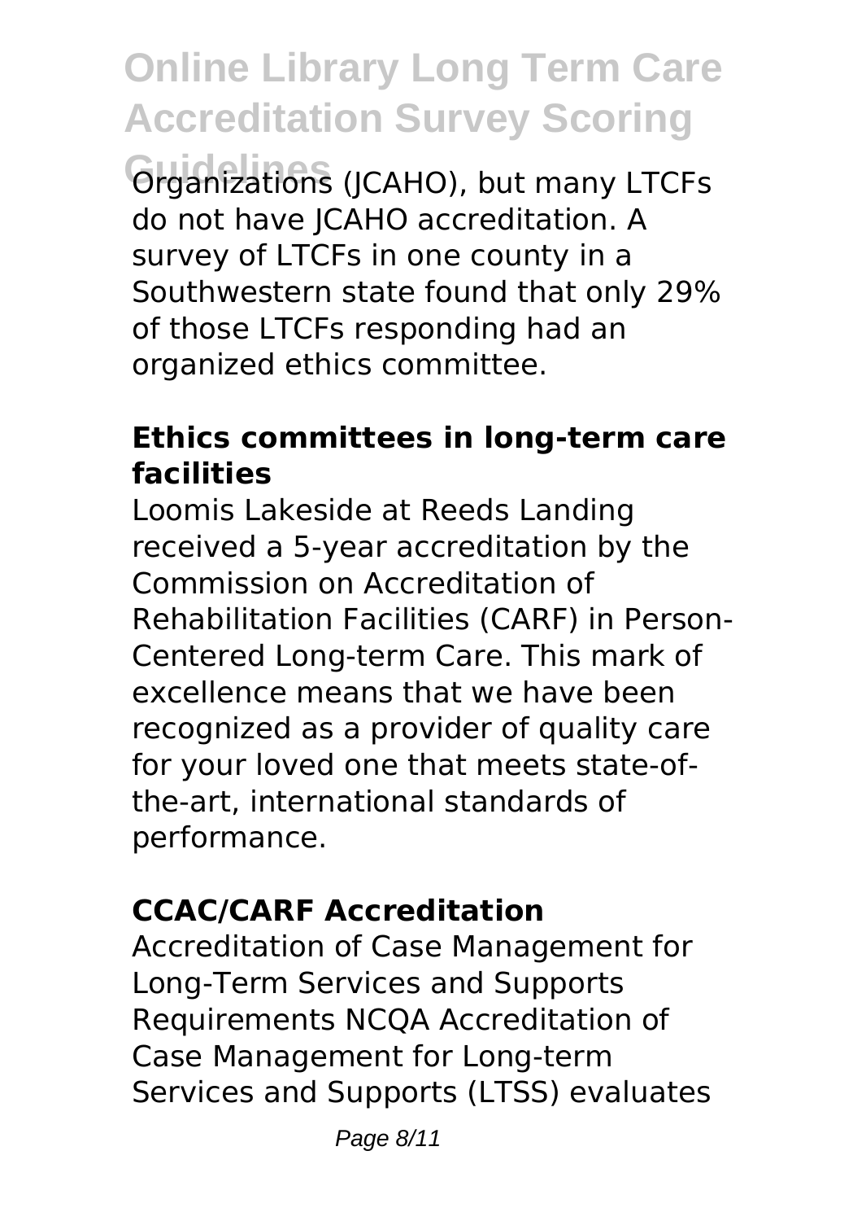Organizations (JCAHO), but many LTCFs do not have JCAHO accreditation. A survey of LTCFs in one county in a Southwestern state found that only 29% of those LTCFs responding had an organized ethics committee.

### Ethics committees in long-term care facilities

Loomis Lakeside at Reeds Landing received a 5-year accreditation by the Commission on Accreditation of Rehabilitation Facilities (CARF) in Person-Centered Long-term Care. This mark of excellence means that we have been recognized as a provider of quality care for your loved one that meets state-of-the-art, international standards of performance.

### CCAC/CARF Accreditation

Accreditation of Case Management for Long-Term Services and Supports Requirements NCQA Accreditation of Case Management for Long-term Services and Supports (LTSS) evaluates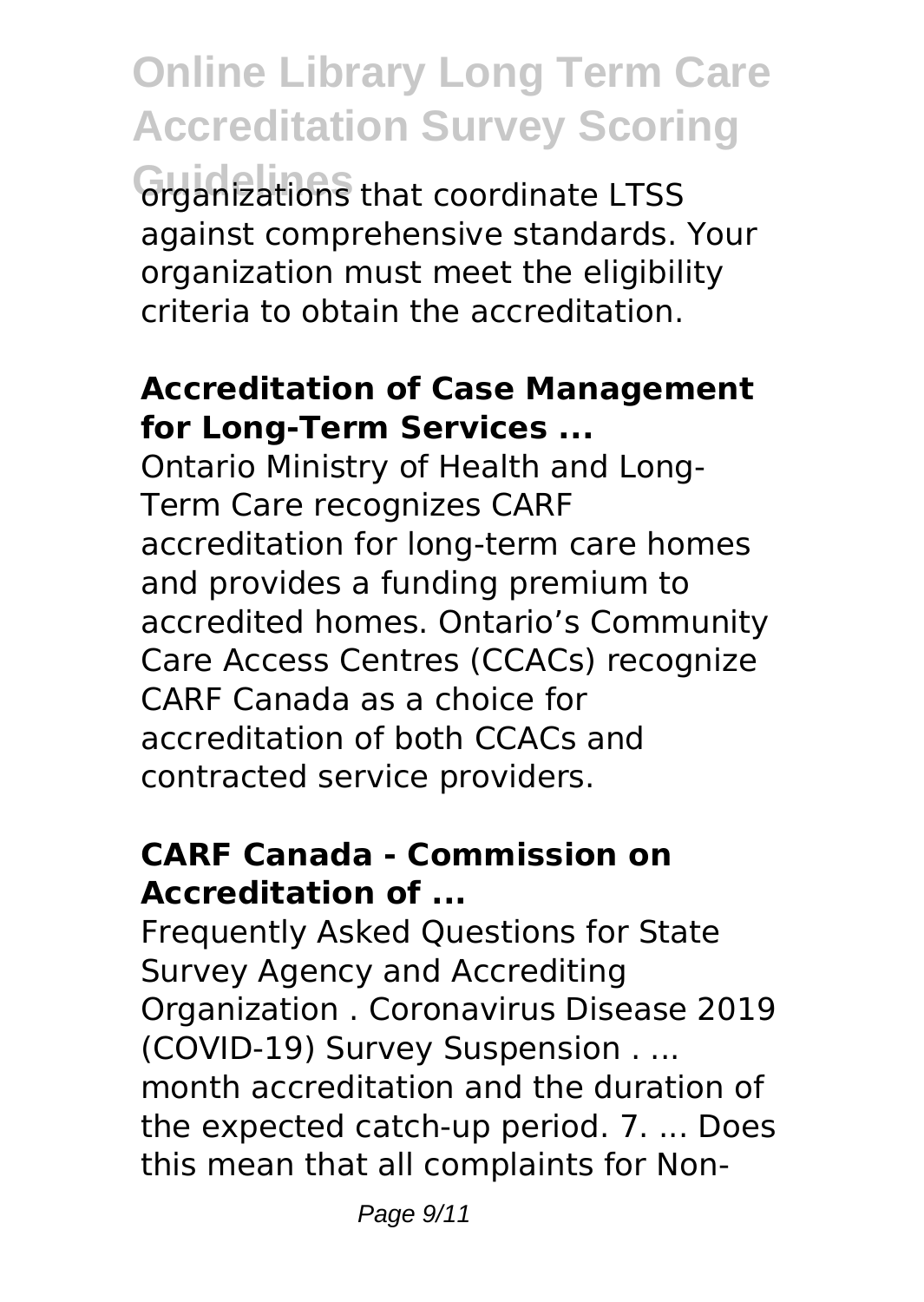organizations that coordinate LTSS against comprehensive standards. Your organization must meet the eligibility criteria to obtain the accreditation.

### **Accreditation of Case Management for Long-Term Services ...**

Ontario Ministry of Health and Long-Term Care recognizes CARF accreditation for long-term care homes and provides a funding premium to accredited homes. Ontario's Community Care Access Centres (CCACs) recognize CARF Canada as a choice for accreditation of both CCACs and contracted service providers.

### **CARF Canada - Commission on Accreditation of ...**

Frequently Asked Questions for State Survey Agency and Accrediting Organization . Coronavirus Disease 2019 (COVID-19) Survey Suspension . ... month accreditation and the duration of the expected catch-up period. 7. ... Does this mean that all complaints for Non-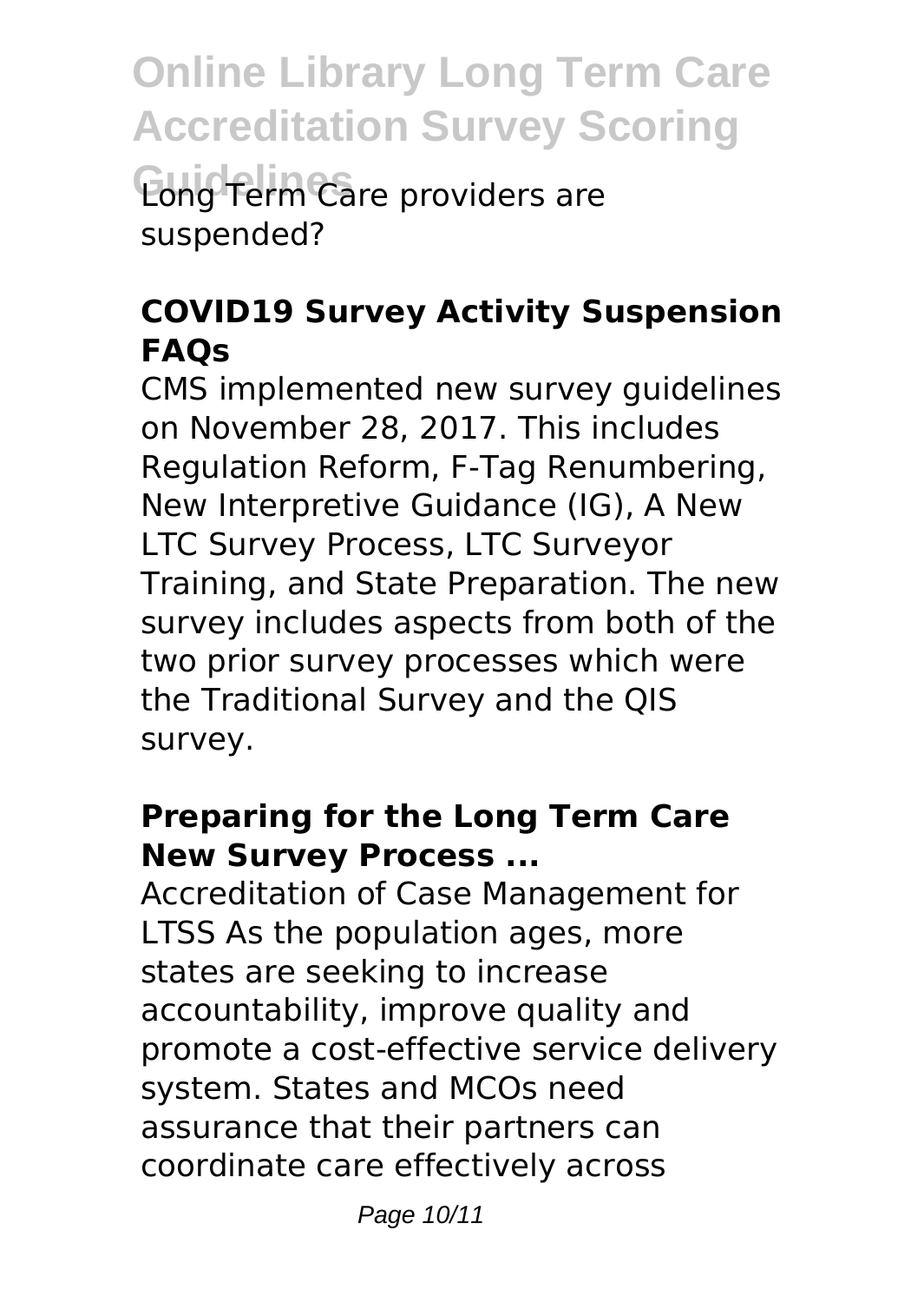Long Term Care providers are suspended?

### **COVID19 Survey Activity Suspension FAQs**

CMS implemented new survey guidelines on November 28, 2017. This includes Regulation Reform, F-Tag Renumbering, New Interpretive Guidance (IG), A New LTC Survey Process, LTC Surveyor Training, and State Preparation. The new survey includes aspects from both of the two prior survey processes which were the Traditional Survey and the QIS survey.

### **Preparing for the Long Term Care New Survey Process ...**

Accreditation of Case Management for LTSS As the population ages, more states are seeking to increase accountability, improve quality and promote a cost-effective service delivery system. States and MCOs need assurance that their partners can coordinate care effectively across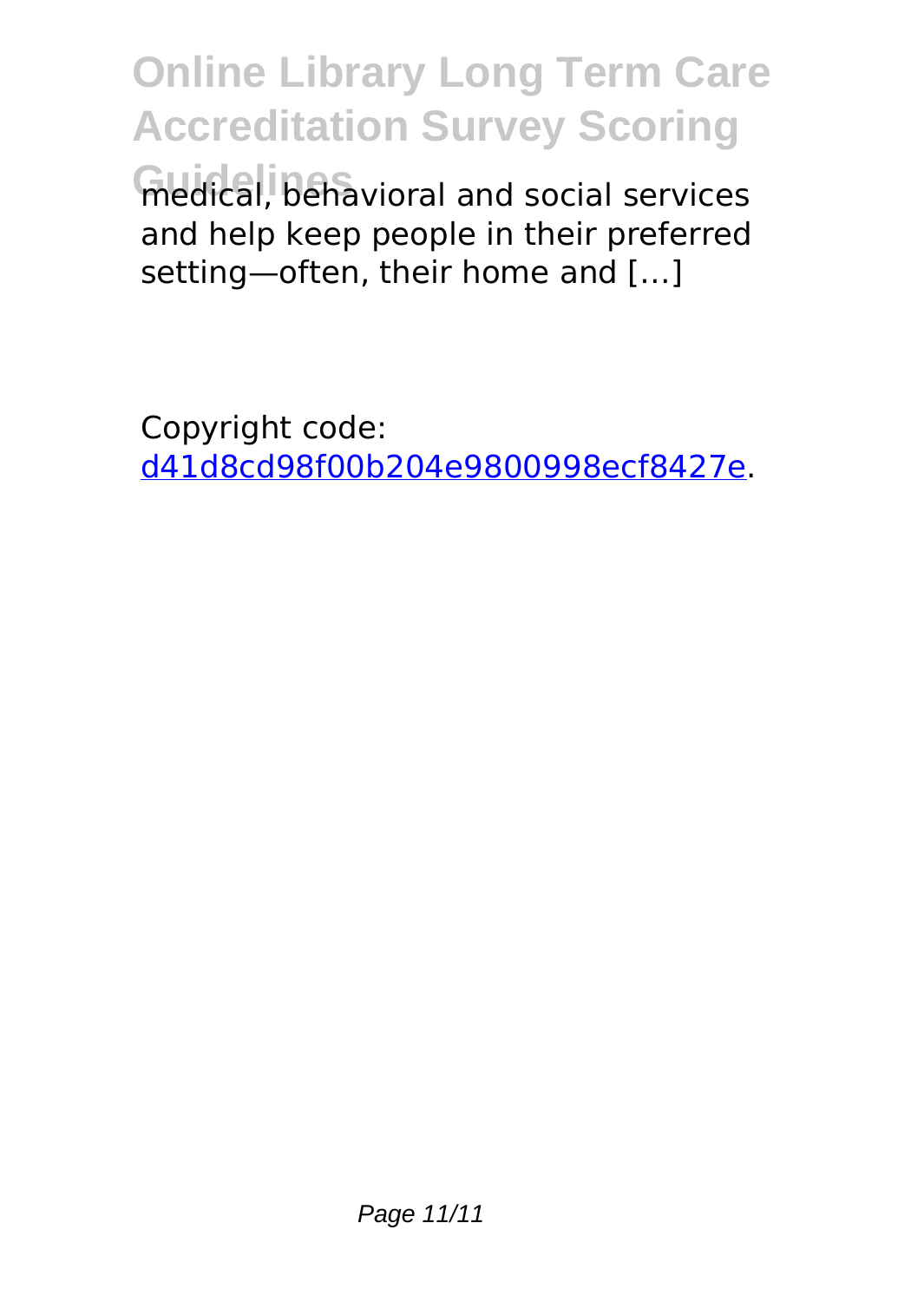medical, behavioral and social services and help keep people in their preferred setting—often, their home and […]

Copyright code: d41d8cd98f00b204e9800998ecf8427e.